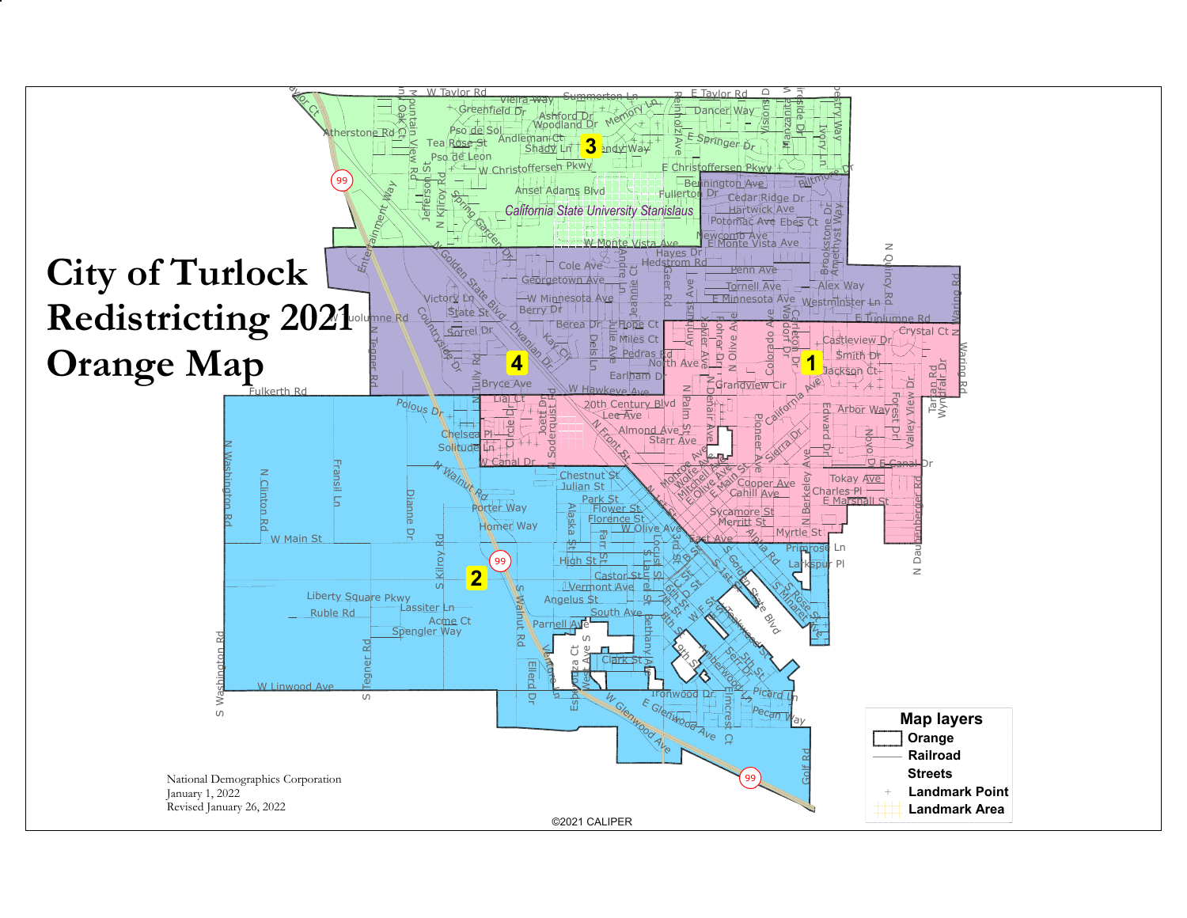# City of Turlock Redistricting 2021 Orange Map

**Map layers**

- Orange
- Railroad
- Streets
- Landmark Point
- Landmark Area

National Demographics Corporation
January 1, 2022
Revised January 26, 2022

©2021 CALIPER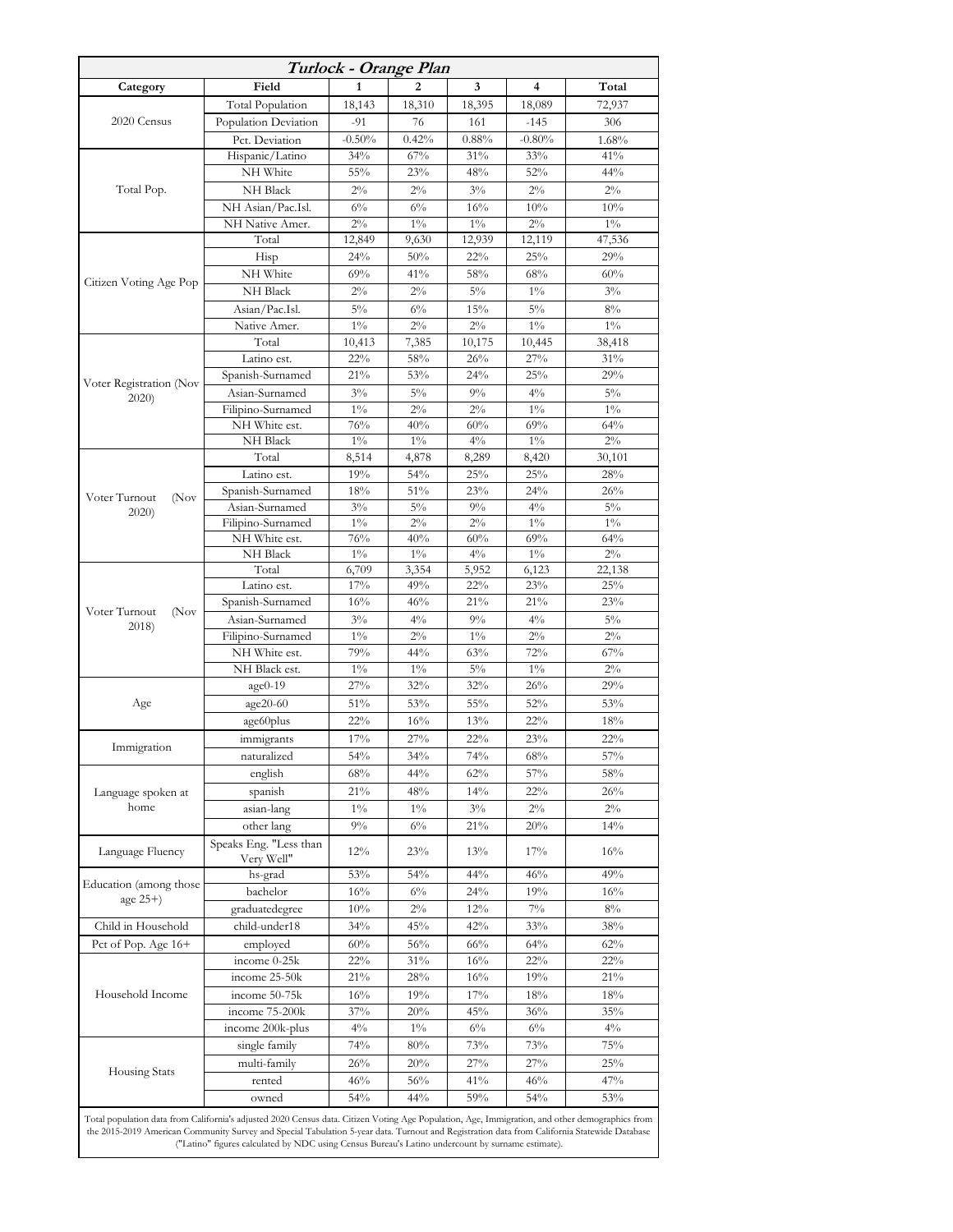## *Turlock - Orange Plan*

| Category | Field | 1 | 2 | 3 | 4 | Total |
|---|---|---|---|---|---|---|
| 2020 Census | Total Population | 18,143 | 18,310 | 18,395 | 18,089 | 72,937 |
| | Population Deviation | -91 | 76 | 161 | -145 | 306 |
| | Pct. Deviation | -0.50% | 0.42% | 0.88% | -0.80% | 1.68% |
| Total Pop. | Hispanic/Latino | 34% | 67% | 31% | 33% | 41% |
| | NH White | 55% | 23% | 48% | 52% | 44% |
| | NH Black | 2% | 2% | 3% | 2% | 2% |
| | NH Asian/Pac.Isl. | 6% | 6% | 16% | 10% | 10% |
| | NH Native Amer. | 2% | 1% | 1% | 2% | 1% |
| Citizen Voting Age Pop | Total | 12,849 | 9,630 | 12,939 | 12,119 | 47,536 |
| | Hisp | 24% | 50% | 22% | 25% | 29% |
| | NH White | 69% | 41% | 58% | 68% | 60% |
| | NH Black | 2% | 2% | 5% | 1% | 3% |
| | Asian/Pac.Isl. | 5% | 6% | 15% | 5% | 8% |
| | Native Amer. | 1% | 2% | 2% | 1% | 1% |
| Voter Registration (Nov 2020) | Total | 10,413 | 7,385 | 10,175 | 10,445 | 38,418 |
| | Latino est. | 22% | 58% | 26% | 27% | 31% |
| | Spanish-Surnamed | 21% | 53% | 24% | 25% | 29% |
| | Asian-Surnamed | 3% | 5% | 9% | 4% | 5% |
| | Filipino-Surnamed | 1% | 2% | 2% | 1% | 1% |
| | NH White est. | 76% | 40% | 60% | 69% | 64% |
| | NH Black | 1% | 1% | 4% | 1% | 2% |
| Voter Turnout (Nov 2020) | Total | 8,514 | 4,878 | 8,289 | 8,420 | 30,101 |
| | Latino est. | 19% | 54% | 25% | 25% | 28% |
| | Spanish-Surnamed | 18% | 51% | 23% | 24% | 26% |
| | Asian-Surnamed | 3% | 5% | 9% | 4% | 5% |
| | Filipino-Surnamed | 1% | 2% | 2% | 1% | 1% |
| | NH White est. | 76% | 40% | 60% | 69% | 64% |
| | NH Black | 1% | 1% | 4% | 1% | 2% |
| Voter Turnout (Nov 2018) | Total | 6,709 | 3,354 | 5,952 | 6,123 | 22,138 |
| | Latino est. | 17% | 49% | 22% | 23% | 25% |
| | Spanish-Surnamed | 16% | 46% | 21% | 21% | 23% |
| | Asian-Surnamed | 3% | 4% | 9% | 4% | 5% |
| | Filipino-Surnamed | 1% | 2% | 1% | 2% | 2% |
| | NH White est. | 79% | 44% | 63% | 72% | 67% |
| | NH Black est. | 1% | 1% | 5% | 1% | 2% |
| Age | age0-19 | 27% | 32% | 32% | 26% | 29% |
| | age20-60 | 51% | 53% | 55% | 52% | 53% |
| | age60plus | 22% | 16% | 13% | 22% | 18% |
| Immigration | immigrants | 17% | 27% | 22% | 23% | 22% |
| | naturalized | 54% | 34% | 74% | 68% | 57% |
| Language spoken at home | english | 68% | 44% | 62% | 57% | 58% |
| | spanish | 21% | 48% | 14% | 22% | 26% |
| | asian-lang | 1% | 1% | 3% | 2% | 2% |
| | other lang | 9% | 6% | 21% | 20% | 14% |
| Language Fluency | Speaks Eng. "Less than Very Well" | 12% | 23% | 13% | 17% | 16% |
| Education (among those age 25+) | hs-grad | 53% | 54% | 44% | 46% | 49% |
| | bachelor | 16% | 6% | 24% | 19% | 16% |
| | graduatedegree | 10% | 2% | 12% | 7% | 8% |
| Child in Household | child-under18 | 34% | 45% | 42% | 33% | 38% |
| Pct of Pop. Age 16+ | employed | 60% | 56% | 66% | 64% | 62% |
| Household Income | income 0-25k | 22% | 31% | 16% | 22% | 22% |
| | income 25-50k | 21% | 28% | 16% | 19% | 21% |
| | income 50-75k | 16% | 19% | 17% | 18% | 18% |
| | income 75-200k | 37% | 20% | 45% | 36% | 35% |
| | income 200k-plus | 4% | 1% | 6% | 6% | 4% |
| Housing Stats | single family | 74% | 80% | 73% | 73% | 75% |
| | multi-family | 26% | 20% | 27% | 27% | 25% |
| | rented | 46% | 56% | 41% | 46% | 47% |
| | owned | 54% | 44% | 59% | 54% | 53% |

Total population data from California's adjusted 2020 Census data. Citizen Voting Age Population, Age, Immigration, and other demographics from the 2015-2019 American Community Survey and Special Tabulation 5-year data. Turnout and Registration data from California Statewide Database ("Latino" figures calculated by NDC using Census Bureau's Latino undercount by surname estimate).